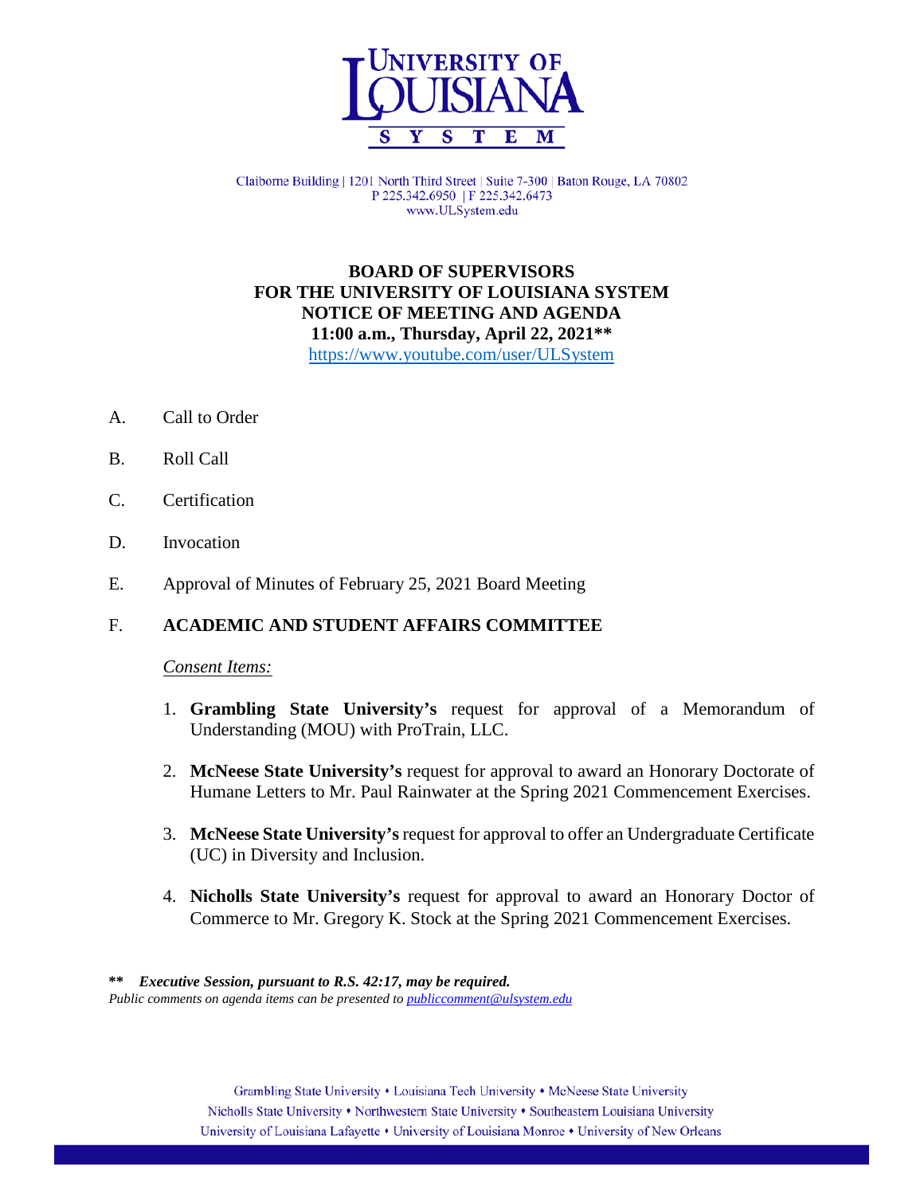UNIVERSITY OF LOUISIANA SYSTEM

Claiborne Building | 1201 North Third Street | Suite 7-300 | Baton Rouge, LA 70802
P 225.342.6950 | F 225.342.6473
www.ULSystem.edu

# BOARD OF SUPERVISORS FOR THE UNIVERSITY OF LOUISIANA SYSTEM NOTICE OF MEETING AND AGENDA

**11:00 a.m., Thursday, April 22, 2021****

https://www.youtube.com/user/ULSystem

A. Call to Order

B. Roll Call

C. Certification

D. Invocation

E. Approval of Minutes of February 25, 2021 Board Meeting

F. **ACADEMIC AND STUDENT AFFAIRS COMMITTEE**

*Consent Items:*

1. **Grambling State University's** request for approval of a Memorandum of Understanding (MOU) with ProTrain, LLC.

2. **McNeese State University's** request for approval to award an Honorary Doctorate of Humane Letters to Mr. Paul Rainwater at the Spring 2021 Commencement Exercises.

3. **McNeese State University's** request for approval to offer an Undergraduate Certificate (UC) in Diversity and Inclusion.

4. **Nicholls State University's** request for approval to award an Honorary Doctor of Commerce to Mr. Gregory K. Stock at the Spring 2021 Commencement Exercises.

** ***Executive Session, pursuant to R.S. 42:17, may be required.***
*Public comments on agenda items can be presented to publiccomment@ulsystem.edu*

Grambling State University • Louisiana Tech University • McNeese State University
Nicholls State University • Northwestern State University • Southeastern Louisiana University
University of Louisiana Lafayette • University of Louisiana Monroe • University of New Orleans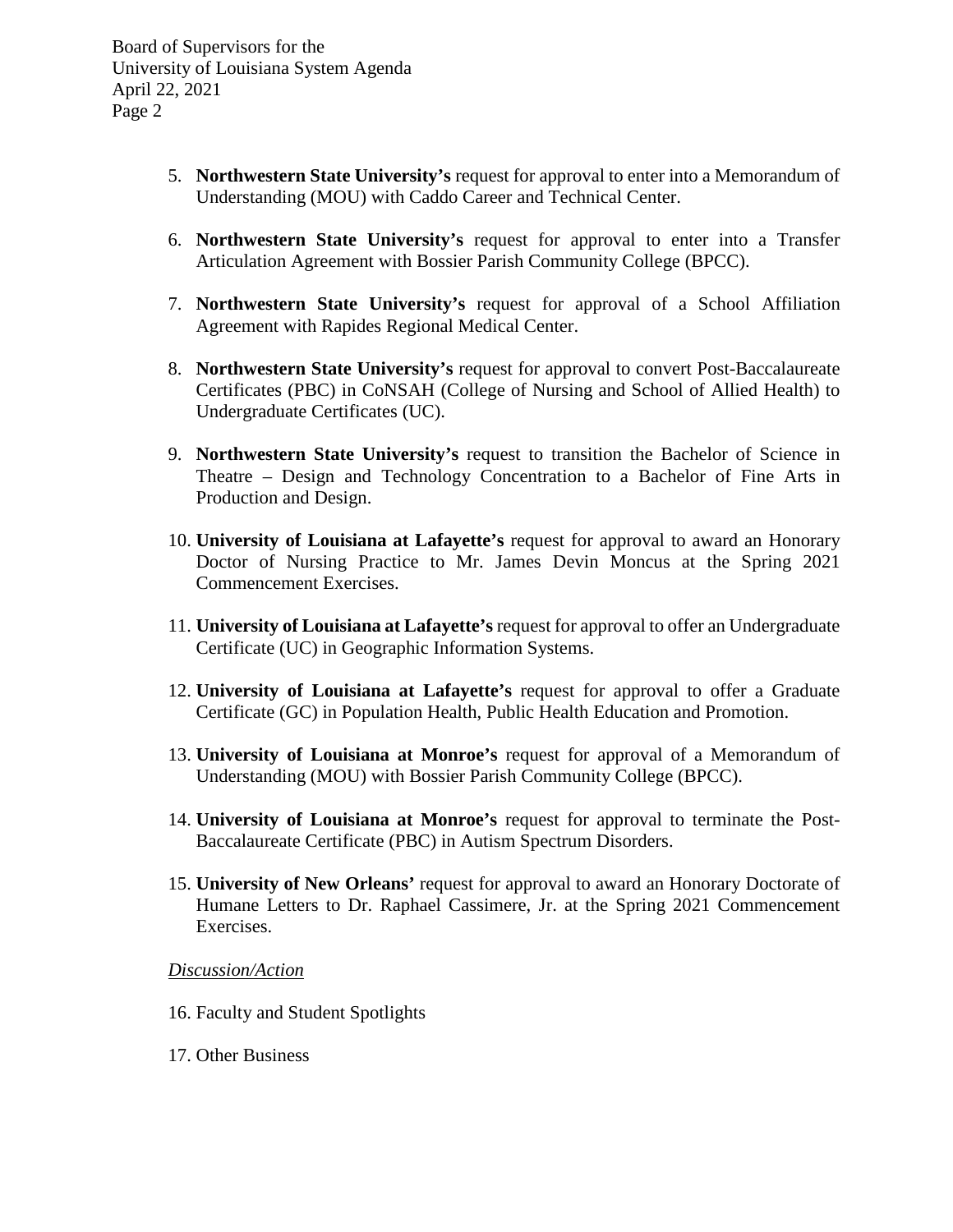5. **Northwestern State University's** request for approval to enter into a Memorandum of Understanding (MOU) with Caddo Career and Technical Center.

6. **Northwestern State University's** request for approval to enter into a Transfer Articulation Agreement with Bossier Parish Community College (BPCC).

7. **Northwestern State University's** request for approval of a School Affiliation Agreement with Rapides Regional Medical Center.

8. **Northwestern State University's** request for approval to convert Post-Baccalaureate Certificates (PBC) in CoNSAH (College of Nursing and School of Allied Health) to Undergraduate Certificates (UC).

9. **Northwestern State University's** request to transition the Bachelor of Science in Theatre – Design and Technology Concentration to a Bachelor of Fine Arts in Production and Design.

10. **University of Louisiana at Lafayette's** request for approval to award an Honorary Doctor of Nursing Practice to Mr. James Devin Moncus at the Spring 2021 Commencement Exercises.

11. **University of Louisiana at Lafayette's** request for approval to offer an Undergraduate Certificate (UC) in Geographic Information Systems.

12. **University of Louisiana at Lafayette's** request for approval to offer a Graduate Certificate (GC) in Population Health, Public Health Education and Promotion.

13. **University of Louisiana at Monroe's** request for approval of a Memorandum of Understanding (MOU) with Bossier Parish Community College (BPCC).

14. **University of Louisiana at Monroe's** request for approval to terminate the Post-Baccalaureate Certificate (PBC) in Autism Spectrum Disorders.

15. **University of New Orleans'** request for approval to award an Honorary Doctorate of Humane Letters to Dr. Raphael Cassimere, Jr. at the Spring 2021 Commencement Exercises.

*Discussion/Action*

16. Faculty and Student Spotlights

17. Other Business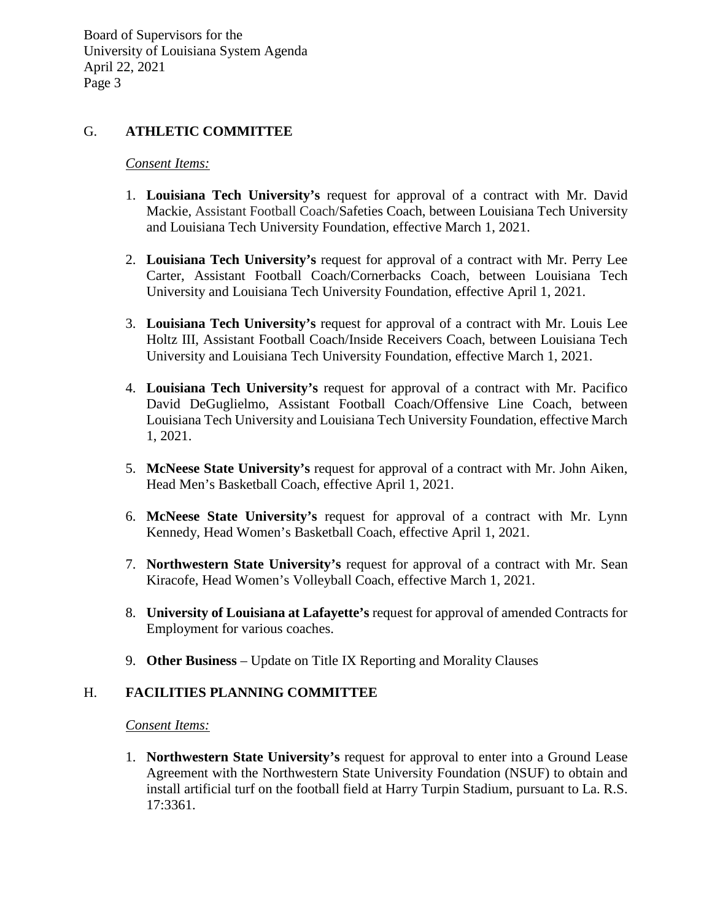## G. ATHLETIC COMMITTEE

*Consent Items:*

1. **Louisiana Tech University's** request for approval of a contract with Mr. David Mackie, Assistant Football Coach/Safeties Coach, between Louisiana Tech University and Louisiana Tech University Foundation, effective March 1, 2021.

2. **Louisiana Tech University's** request for approval of a contract with Mr. Perry Lee Carter, Assistant Football Coach/Cornerbacks Coach, between Louisiana Tech University and Louisiana Tech University Foundation, effective April 1, 2021.

3. **Louisiana Tech University's** request for approval of a contract with Mr. Louis Lee Holtz III, Assistant Football Coach/Inside Receivers Coach, between Louisiana Tech University and Louisiana Tech University Foundation, effective March 1, 2021.

4. **Louisiana Tech University's** request for approval of a contract with Mr. Pacifico David DeGuglielmo, Assistant Football Coach/Offensive Line Coach, between Louisiana Tech University and Louisiana Tech University Foundation, effective March 1, 2021.

5. **McNeese State University's** request for approval of a contract with Mr. John Aiken, Head Men's Basketball Coach, effective April 1, 2021.

6. **McNeese State University's** request for approval of a contract with Mr. Lynn Kennedy, Head Women's Basketball Coach, effective April 1, 2021.

7. **Northwestern State University's** request for approval of a contract with Mr. Sean Kiracofe, Head Women's Volleyball Coach, effective March 1, 2021.

8. **University of Louisiana at Lafayette's** request for approval of amended Contracts for Employment for various coaches.

9. **Other Business** – Update on Title IX Reporting and Morality Clauses

## H. FACILITIES PLANNING COMMITTEE

*Consent Items:*

1. **Northwestern State University's** request for approval to enter into a Ground Lease Agreement with the Northwestern State University Foundation (NSUF) to obtain and install artificial turf on the football field at Harry Turpin Stadium, pursuant to La. R.S. 17:3361.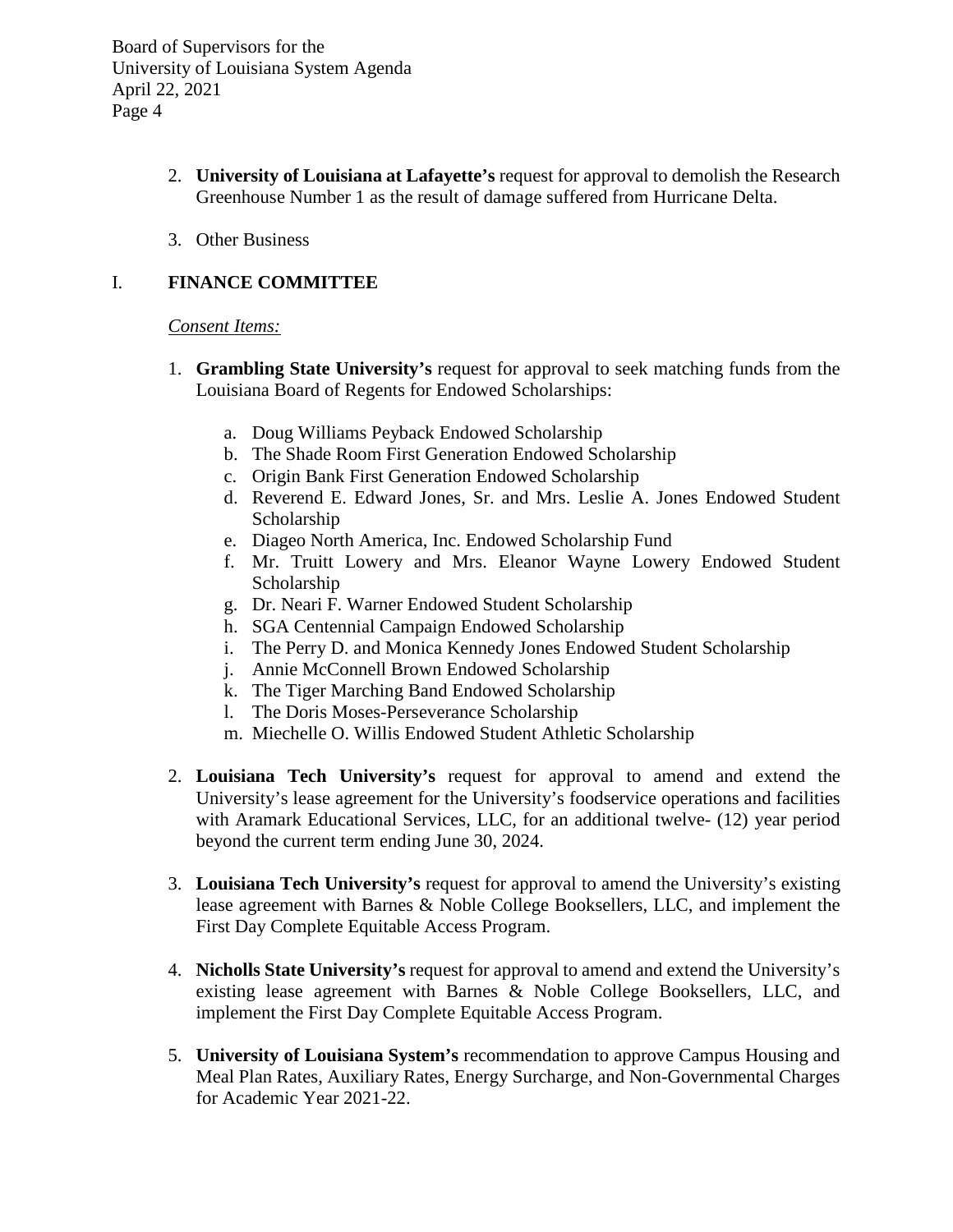2. **University of Louisiana at Lafayette's** request for approval to demolish the Research Greenhouse Number 1 as the result of damage suffered from Hurricane Delta.

3. Other Business

## I. FINANCE COMMITTEE

*Consent Items:*

1. **Grambling State University's** request for approval to seek matching funds from the Louisiana Board of Regents for Endowed Scholarships:

   a. Doug Williams Peyback Endowed Scholarship
   b. The Shade Room First Generation Endowed Scholarship
   c. Origin Bank First Generation Endowed Scholarship
   d. Reverend E. Edward Jones, Sr. and Mrs. Leslie A. Jones Endowed Student Scholarship
   e. Diageo North America, Inc. Endowed Scholarship Fund
   f. Mr. Truitt Lowery and Mrs. Eleanor Wayne Lowery Endowed Student Scholarship
   g. Dr. Neari F. Warner Endowed Student Scholarship
   h. SGA Centennial Campaign Endowed Scholarship
   i. The Perry D. and Monica Kennedy Jones Endowed Student Scholarship
   j. Annie McConnell Brown Endowed Scholarship
   k. The Tiger Marching Band Endowed Scholarship
   l. The Doris Moses-Perseverance Scholarship
   m. Miechelle O. Willis Endowed Student Athletic Scholarship

2. **Louisiana Tech University's** request for approval to amend and extend the University's lease agreement for the University's foodservice operations and facilities with Aramark Educational Services, LLC, for an additional twelve- (12) year period beyond the current term ending June 30, 2024.

3. **Louisiana Tech University's** request for approval to amend the University's existing lease agreement with Barnes & Noble College Booksellers, LLC, and implement the First Day Complete Equitable Access Program.

4. **Nicholls State University's** request for approval to amend and extend the University's existing lease agreement with Barnes & Noble College Booksellers, LLC, and implement the First Day Complete Equitable Access Program.

5. **University of Louisiana System's** recommendation to approve Campus Housing and Meal Plan Rates, Auxiliary Rates, Energy Surcharge, and Non-Governmental Charges for Academic Year 2021-22.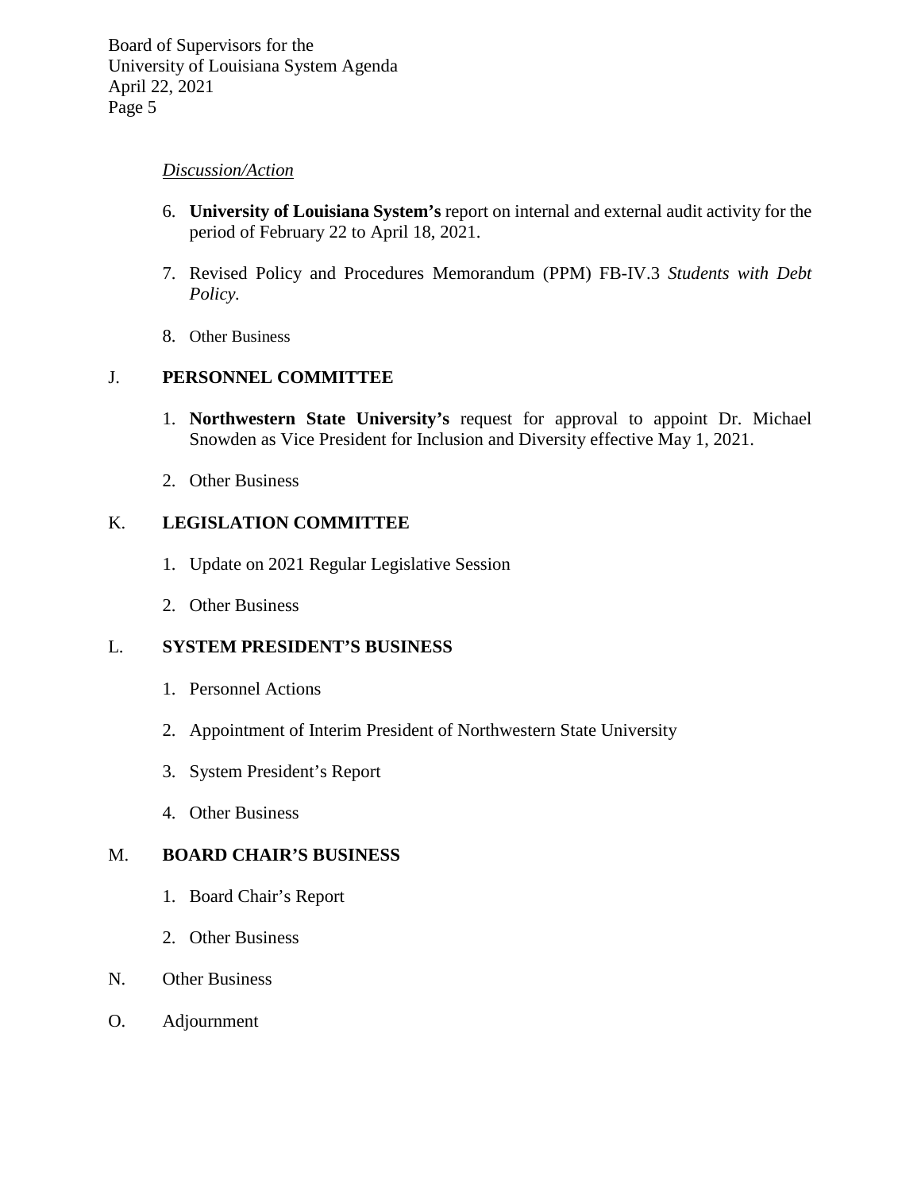*Discussion/Action*

6. **University of Louisiana System's** report on internal and external audit activity for the period of February 22 to April 18, 2021.

7. Revised Policy and Procedures Memorandum (PPM) FB-IV.3 *Students with Debt Policy.*

8. Other Business

J. **PERSONNEL COMMITTEE**

   1. **Northwestern State University's** request for approval to appoint Dr. Michael Snowden as Vice President for Inclusion and Diversity effective May 1, 2021.

   2. Other Business

K. **LEGISLATION COMMITTEE**

   1. Update on 2021 Regular Legislative Session

   2. Other Business

L. **SYSTEM PRESIDENT'S BUSINESS**

   1. Personnel Actions

   2. Appointment of Interim President of Northwestern State University

   3. System President's Report

   4. Other Business

M. **BOARD CHAIR'S BUSINESS**

   1. Board Chair's Report

   2. Other Business

N. Other Business

O. Adjournment